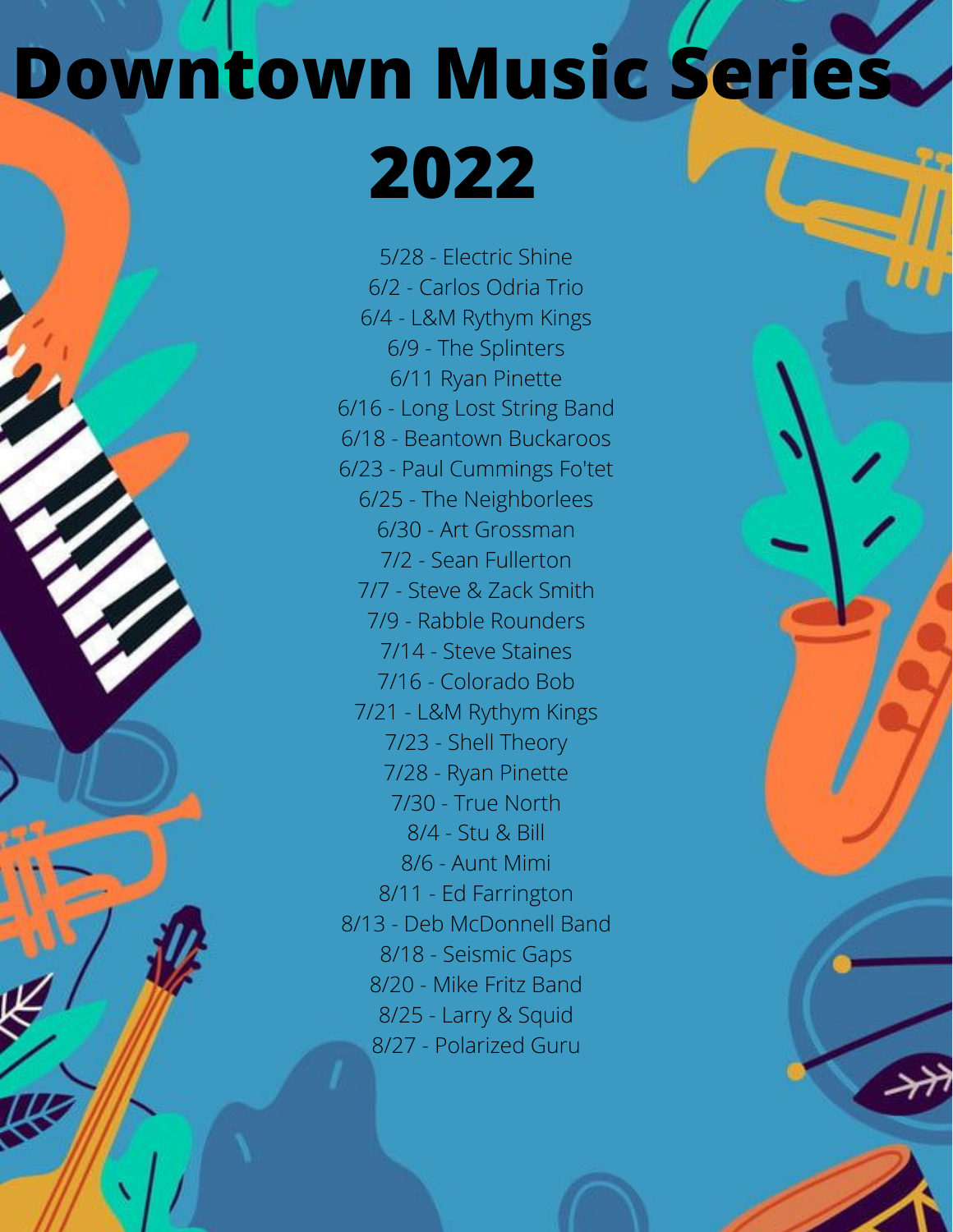# Downtown Music Series 2022

5/28 - Electric Shine
6/2 - Carlos Odria Trio
6/4 - L&M Rythym Kings
6/9 - The Splinters
6/11 Ryan Pinette
6/16 - Long Lost String Band
6/18 - Beantown Buckaroos
6/23 - Paul Cummings Fo'tet
6/25 - The Neighborlees
6/30 - Art Grossman
7/2 - Sean Fullerton
7/7 - Steve & Zack Smith
7/9 - Rabble Rounders
7/14 - Steve Staines
7/16 - Colorado Bob
7/21 - L&M Rythym Kings
7/23 - Shell Theory
7/28 - Ryan Pinette
7/30 - True North
8/4 - Stu & Bill
8/6 - Aunt Mimi
8/11 - Ed Farrington
8/13 - Deb McDonnell Band
8/18 - Seismic Gaps
8/20 - Mike Fritz Band
8/25 - Larry & Squid
8/27 - Polarized Guru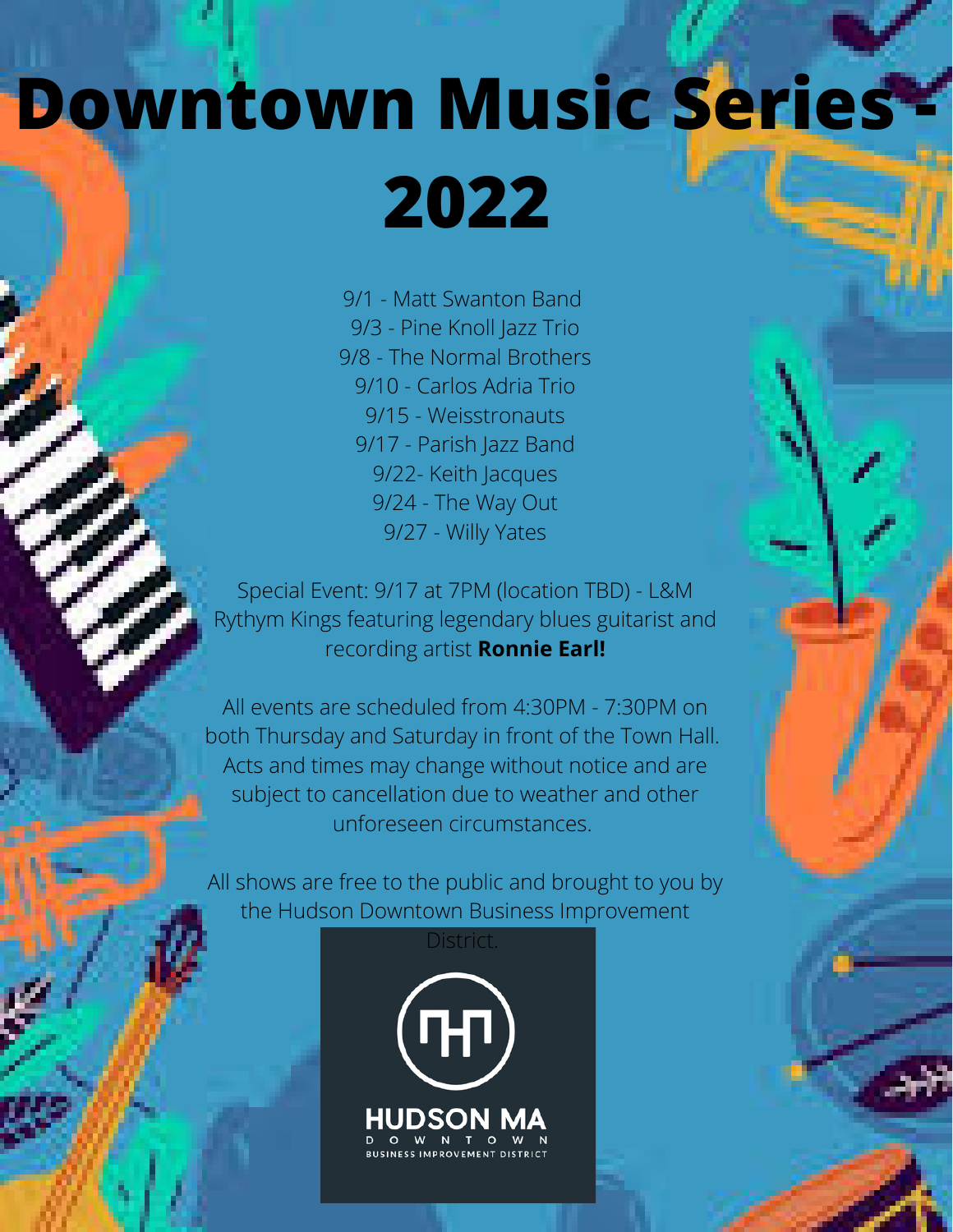# Downtown Music Series - 2022

9/1 - Matt Swanton Band
9/3 - Pine Knoll Jazz Trio
9/8 - The Normal Brothers
9/10 - Carlos Adria Trio
9/15 - Weisstronauts
9/17 - Parish Jazz Band
9/22- Keith Jacques
9/24 - The Way Out
9/27 - Willy Yates

Special Event: 9/17 at 7PM (location TBD) - L&M Rythym Kings featuring legendary blues guitarist and recording artist **Ronnie Earl!**

All events are scheduled from 4:30PM - 7:30PM on both Thursday and Saturday in front of the Town Hall. Acts and times may change without notice and are subject to cancellation due to weather and other unforeseen circumstances.

All shows are free to the public and brought to you by the Hudson Downtown Business Improvement District.

HUDSON MA
DOWNTOWN
BUSINESS IMPROVEMENT DISTRICT